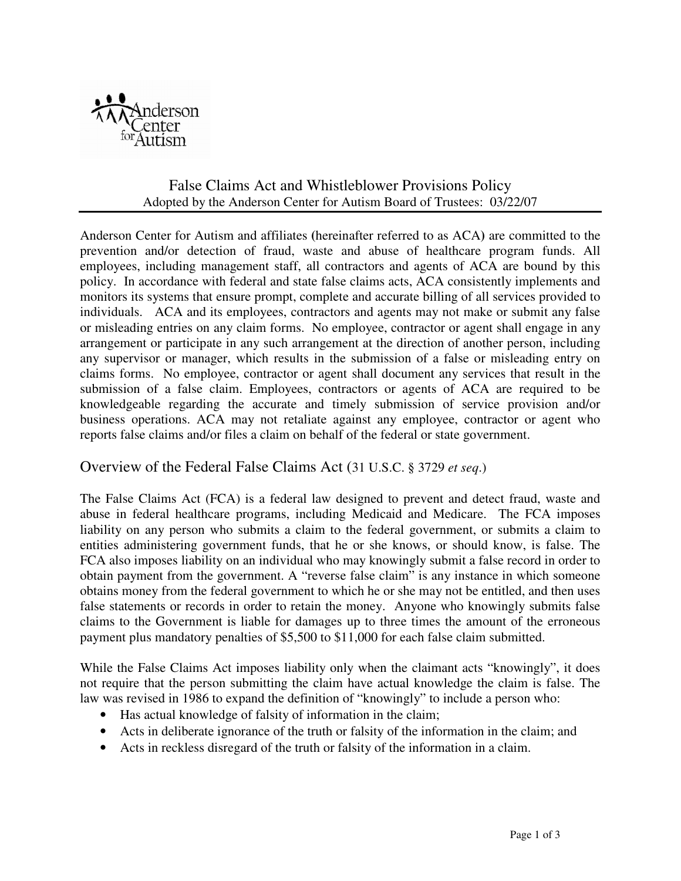# False Claims Act and Whistleblower Provisions Policy

Adopted by the Anderson Center for Autism Board of Trustees: 03/22/07

Anderson Center for Autism and affiliates (hereinafter referred to as ACA) are committed to the prevention and/or detection of fraud, waste and abuse of healthcare program funds. All employees, including management staff, all contractors and agents of ACA are bound by this policy. In accordance with federal and state false claims acts, ACA consistently implements and monitors its systems that ensure prompt, complete and accurate billing of all services provided to individuals. ACA and its employees, contractors and agents may not make or submit any false or misleading entries on any claim forms. No employee, contractor or agent shall engage in any arrangement or participate in any such arrangement at the direction of another person, including any supervisor or manager, which results in the submission of a false or misleading entry on claims forms. No employee, contractor or agent shall document any services that result in the submission of a false claim. Employees, contractors or agents of ACA are required to be knowledgeable regarding the accurate and timely submission of service provision and/or business operations. ACA may not retaliate against any employee, contractor or agent who reports false claims and/or files a claim on behalf of the federal or state government.

## Overview of the Federal False Claims Act (31 U.S.C. § 3729 *et seq.*)

The False Claims Act (FCA) is a federal law designed to prevent and detect fraud, waste and abuse in federal healthcare programs, including Medicaid and Medicare. The FCA imposes liability on any person who submits a claim to the federal government, or submits a claim to entities administering government funds, that he or she knows, or should know, is false. The FCA also imposes liability on an individual who may knowingly submit a false record in order to obtain payment from the government. A "reverse false claim" is any instance in which someone obtains money from the federal government to which he or she may not be entitled, and then uses false statements or records in order to retain the money. Anyone who knowingly submits false claims to the Government is liable for damages up to three times the amount of the erroneous payment plus mandatory penalties of $5,500 to $11,000 for each false claim submitted.

While the False Claims Act imposes liability only when the claimant acts "knowingly", it does not require that the person submitting the claim have actual knowledge the claim is false. The law was revised in 1986 to expand the definition of "knowingly" to include a person who:

- Has actual knowledge of falsity of information in the claim;
- Acts in deliberate ignorance of the truth or falsity of the information in the claim; and
- Acts in reckless disregard of the truth or falsity of the information in a claim.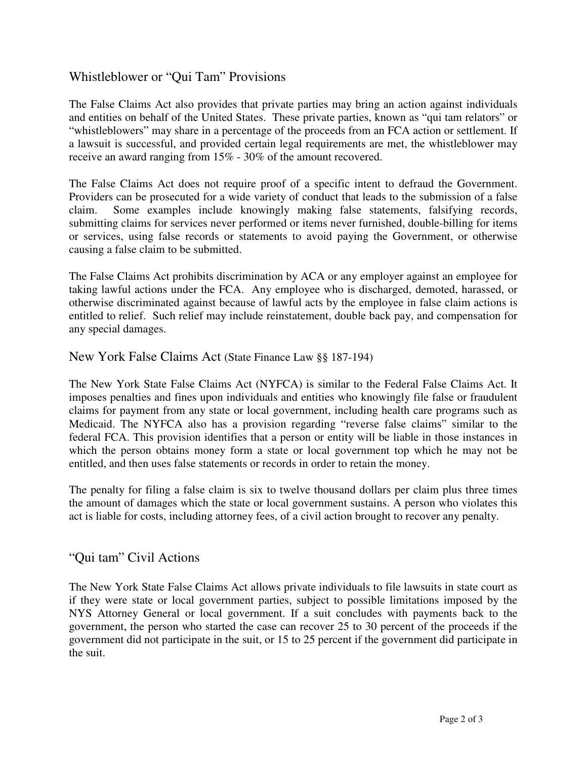## Whistleblower or "Qui Tam" Provisions

The False Claims Act also provides that private parties may bring an action against individuals and entities on behalf of the United States. These private parties, known as "qui tam relators" or "whistleblowers" may share in a percentage of the proceeds from an FCA action or settlement. If a lawsuit is successful, and provided certain legal requirements are met, the whistleblower may receive an award ranging from 15% - 30% of the amount recovered.

The False Claims Act does not require proof of a specific intent to defraud the Government. Providers can be prosecuted for a wide variety of conduct that leads to the submission of a false claim. Some examples include knowingly making false statements, falsifying records, submitting claims for services never performed or items never furnished, double-billing for items or services, using false records or statements to avoid paying the Government, or otherwise causing a false claim to be submitted.

The False Claims Act prohibits discrimination by ACA or any employer against an employee for taking lawful actions under the FCA. Any employee who is discharged, demoted, harassed, or otherwise discriminated against because of lawful acts by the employee in false claim actions is entitled to relief. Such relief may include reinstatement, double back pay, and compensation for any special damages.

## New York False Claims Act (State Finance Law §§ 187-194)

The New York State False Claims Act (NYFCA) is similar to the Federal False Claims Act. It imposes penalties and fines upon individuals and entities who knowingly file false or fraudulent claims for payment from any state or local government, including health care programs such as Medicaid. The NYFCA also has a provision regarding "reverse false claims" similar to the federal FCA. This provision identifies that a person or entity will be liable in those instances in which the person obtains money form a state or local government top which he may not be entitled, and then uses false statements or records in order to retain the money.

The penalty for filing a false claim is six to twelve thousand dollars per claim plus three times the amount of damages which the state or local government sustains. A person who violates this act is liable for costs, including attorney fees, of a civil action brought to recover any penalty.

## "Qui tam" Civil Actions

The New York State False Claims Act allows private individuals to file lawsuits in state court as if they were state or local government parties, subject to possible limitations imposed by the NYS Attorney General or local government. If a suit concludes with payments back to the government, the person who started the case can recover 25 to 30 percent of the proceeds if the government did not participate in the suit, or 15 to 25 percent if the government did participate in the suit.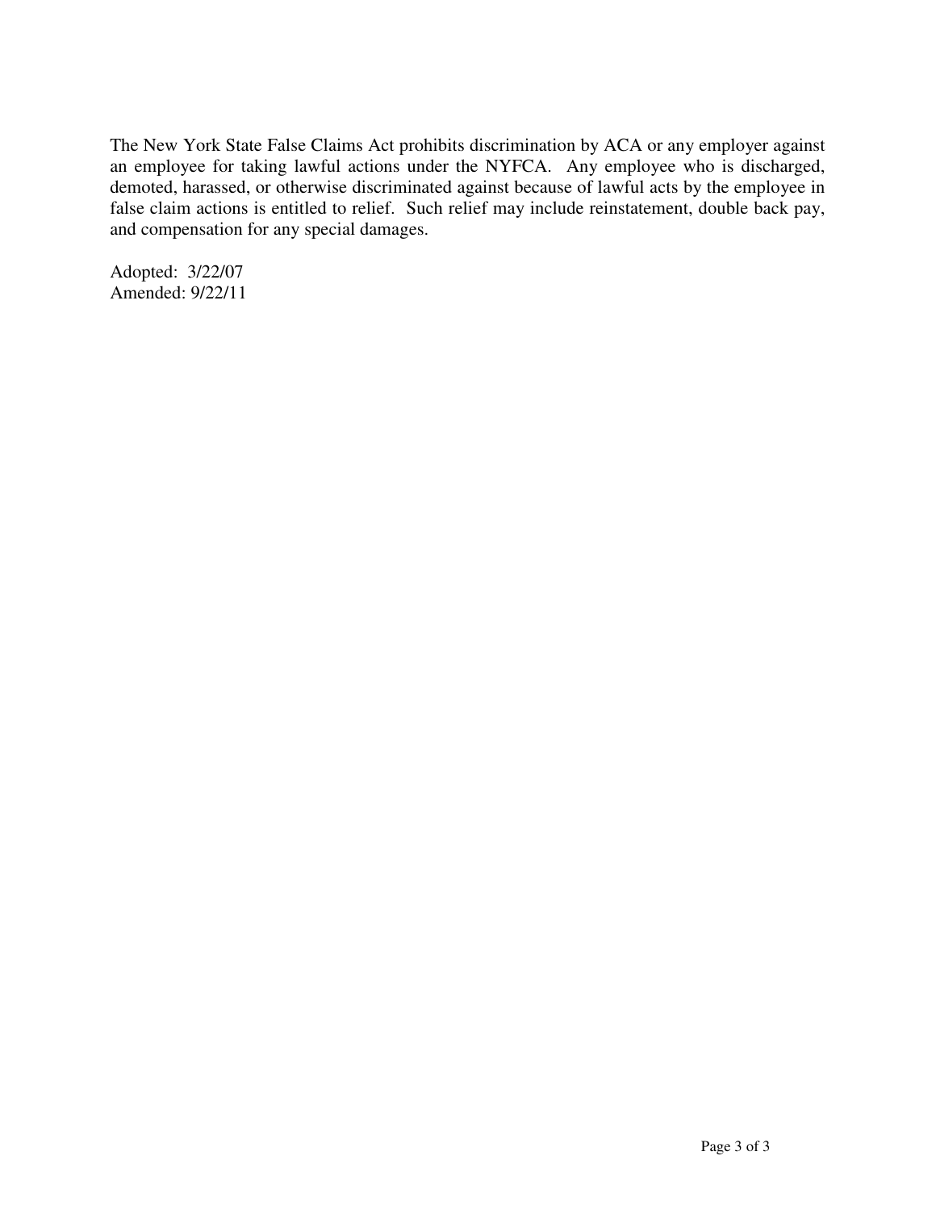The New York State False Claims Act prohibits discrimination by ACA or any employer against an employee for taking lawful actions under the NYFCA. Any employee who is discharged, demoted, harassed, or otherwise discriminated against because of lawful acts by the employee in false claim actions is entitled to relief. Such relief may include reinstatement, double back pay, and compensation for any special damages.

Adopted: 3/22/07
Amended: 9/22/11